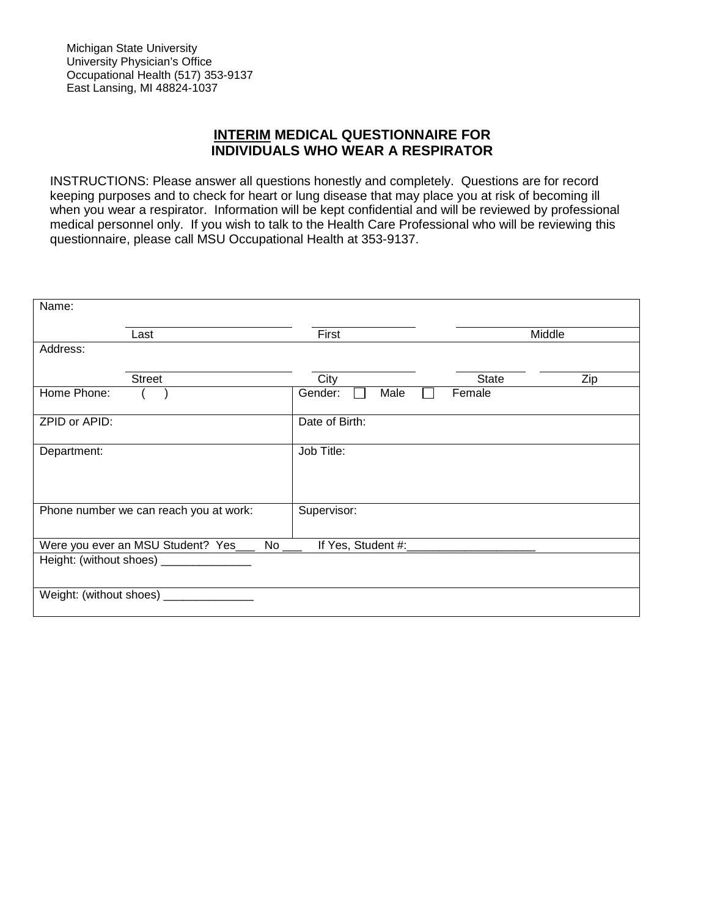Michigan State University
University Physician's Office
Occupational Health (517) 353-9137
East Lansing, MI 48824-1037

# **INTERIM** MEDICAL QUESTIONNAIRE FOR INDIVIDUALS WHO WEAR A RESPIRATOR

INSTRUCTIONS: Please answer all questions honestly and completely. Questions are for record keeping purposes and to check for heart or lung disease that may place you at risk of becoming ill when you wear a respirator. Information will be kept confidential and will be reviewed by professional medical personnel only. If you wish to talk to the Health Care Professional who will be reviewing this questionnaire, please call MSU Occupational Health at 353-9137.

| | |
|---|---|
| Name: Last ______ First ______ Middle ______ | |
| Address: Street ______ City ______ State ______ Zip ______ | |
| Home Phone: ( ) | Gender: ☐ Male ☐ Female |
| ZPID or APID: | Date of Birth: |
| Department: | Job Title: |
| Phone number we can reach you at work: | Supervisor: |
| Were you ever an MSU Student? Yes___ No ___ If Yes, Student #:____________________ | |
| Height: (without shoes) ______________ | |
| Weight: (without shoes) ______________ | |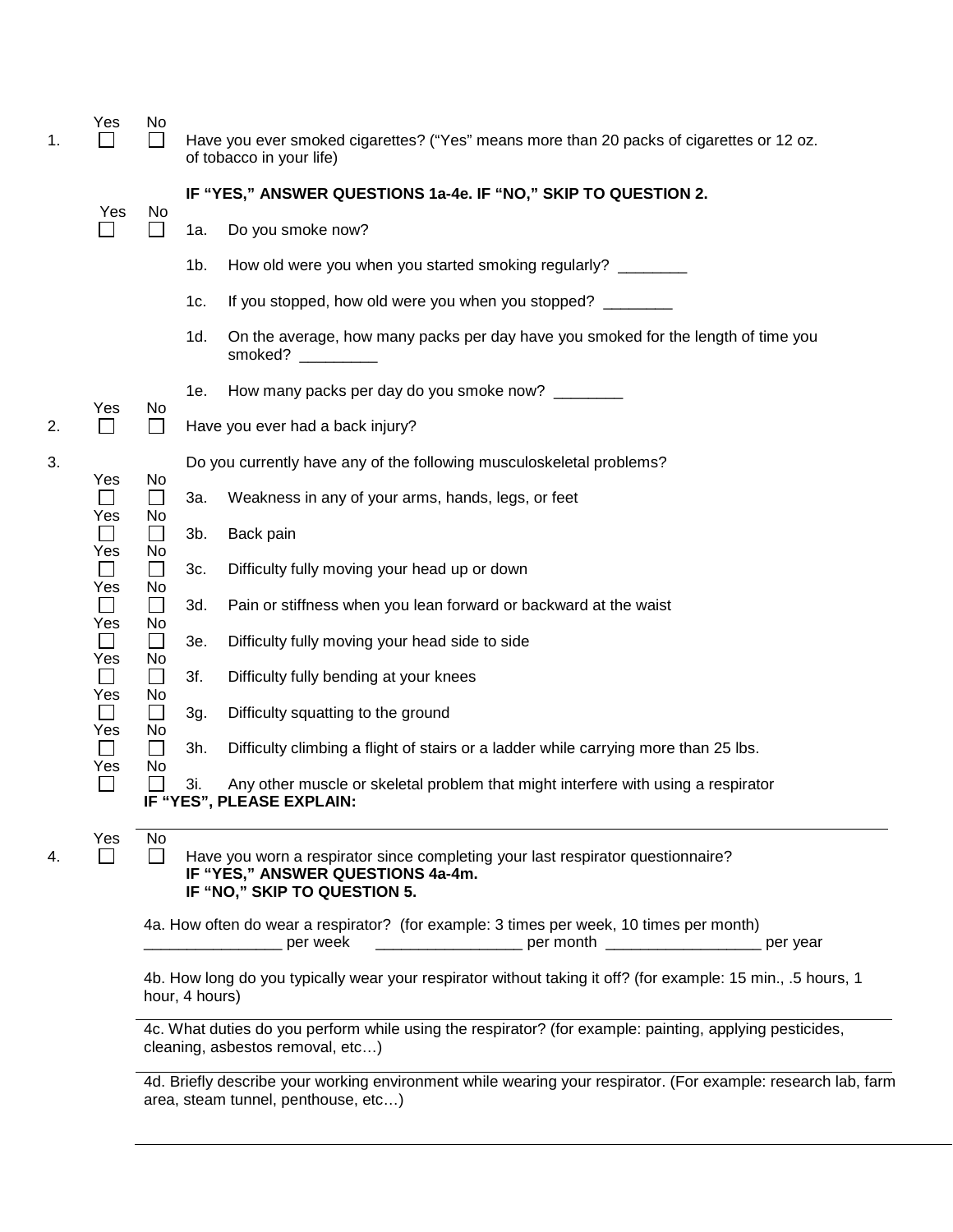| | Yes | No | |
|---|---|---|---|
| 1. | ☐ | ☐ | Have you ever smoked cigarettes? ("Yes" means more than 20 packs of cigarettes or 12 oz. of tobacco in your life) |

**IF "YES," ANSWER QUESTIONS 1a-4e. IF "NO," SKIP TO QUESTION 2.**

| Yes | No | | |
|---|---|---|---|
| ☐ | ☐ | 1a. | Do you smoke now? |
| | | 1b. | How old were you when you started smoking regularly? ________ |
| | | 1c. | If you stopped, how old were you when you stopped? ________ |
| | | 1d. | On the average, how many packs per day have you smoked for the length of time you smoked? _________ |
| | | 1e. | How many packs per day do you smoke now? ________ |

| | Yes | No | |
|---|---|---|---|
| 2. | ☐ | ☐ | Have you ever had a back injury? |

3. Do you currently have any of the following musculoskeletal problems?

| Yes | No | | |
|---|---|---|---|
| ☐ | ☐ | 3a. | Weakness in any of your arms, hands, legs, or feet |
| ☐ | ☐ | 3b. | Back pain |
| ☐ | ☐ | 3c. | Difficulty fully moving your head up or down |
| ☐ | ☐ | 3d. | Pain or stiffness when you lean forward or backward at the waist |
| ☐ | ☐ | 3e. | Difficulty fully moving your head side to side |
| ☐ | ☐ | 3f. | Difficulty fully bending at your knees |
| ☐ | ☐ | 3g. | Difficulty squatting to the ground |
| ☐ | ☐ | 3h. | Difficulty climbing a flight of stairs or a ladder while carrying more than 25 lbs. |
| ☐ | ☐ | 3i. | Any other muscle or skeletal problem that might interfere with using a respirator |

**IF "YES", PLEASE EXPLAIN:**

______________________________________________________________________________

| | Yes | No | |
|---|---|---|---|
| 4. | ☐ | ☐ | Have you worn a respirator since completing your last respirator questionnaire? |

**IF "YES," ANSWER QUESTIONS 4a-4m.**
**IF "NO," SKIP TO QUESTION 5.**

4a. How often do wear a respirator? (for example: 3 times per week, 10 times per month)
________________ per week     _________________ per month  __________________ per year

4b. How long do you typically wear your respirator without taking it off? (for example: 15 min., .5 hours, 1 hour, 4 hours)

______________________________________________________________________________

4c. What duties do you perform while using the respirator? (for example: painting, applying pesticides, cleaning, asbestos removal, etc…)

______________________________________________________________________________

4d. Briefly describe your working environment while wearing your respirator. (For example: research lab, farm area, steam tunnel, penthouse, etc…)

______________________________________________________________________________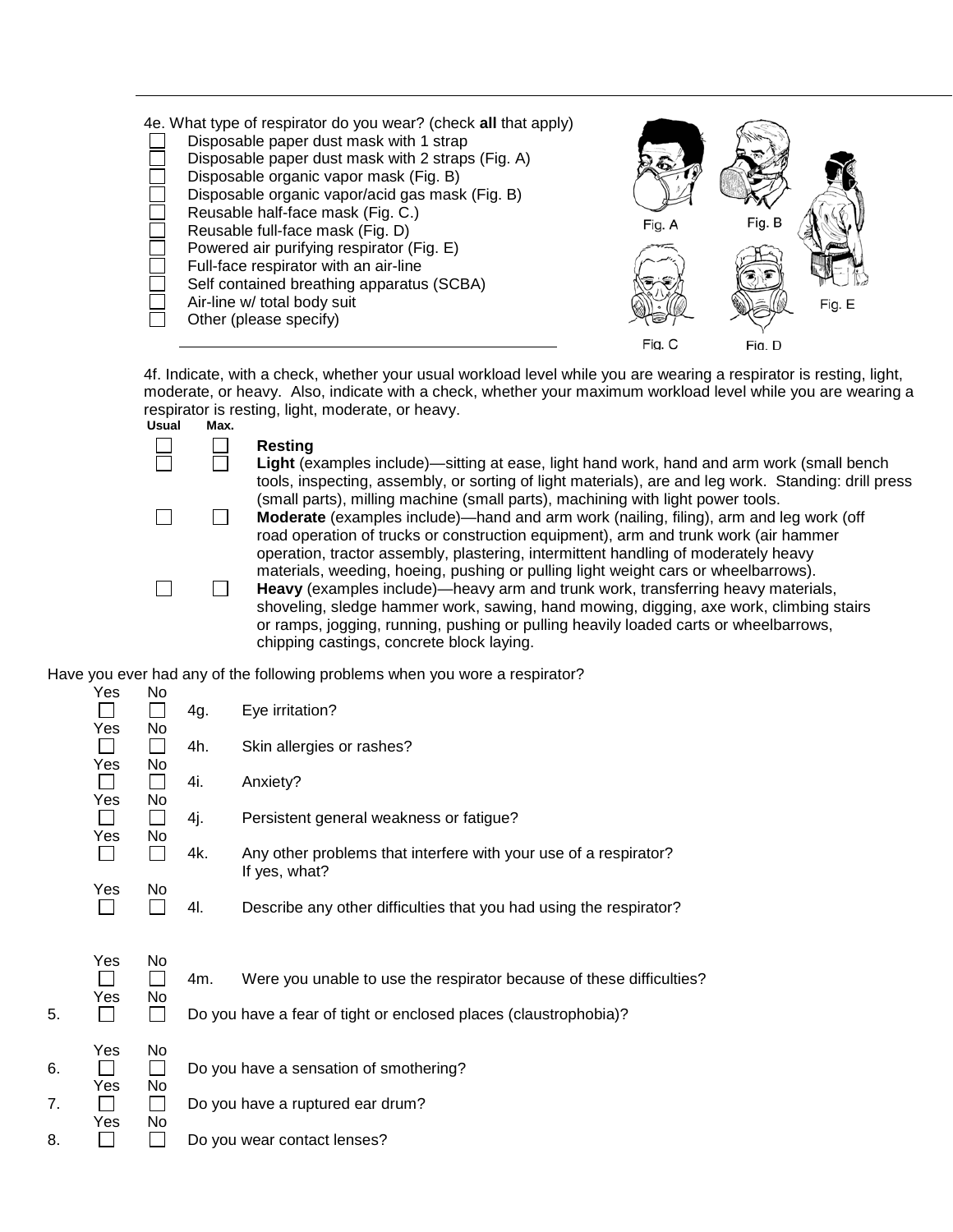4e. What type of respirator do you wear? (check **all** that apply)

- ☐ Disposable paper dust mask with 1 strap
- ☐ Disposable paper dust mask with 2 straps (Fig. A)
- ☐ Disposable organic vapor mask (Fig. B)
- ☐ Disposable organic vapor/acid gas mask (Fig. B)
- ☐ Reusable half-face mask (Fig. C.)
- ☐ Reusable full-face mask (Fig. D)
- ☐ Powered air purifying respirator (Fig. E)
- ☐ Full-face respirator with an air-line
- ☐ Self contained breathing apparatus (SCBA)
- ☐ Air-line w/ total body suit
- ☐ Other (please specify) ______________________________

Fig. A Fig. B Fig. C Fig. D Fig. E

4f. Indicate, with a check, whether your usual workload level while you are wearing a respirator is resting, light, moderate, or heavy. Also, indicate with a check, whether your maximum workload level while you are wearing a respirator is resting, light, moderate, or heavy.

| Usual | Max. | |
|---|---|---|
| ☐ | ☐ | **Resting** |
| ☐ | ☐ | **Light** (examples include)—sitting at ease, light hand work, hand and arm work (small bench tools, inspecting, assembly, or sorting of light materials), are and leg work. Standing: drill press (small parts), milling machine (small parts), machining with light power tools. |
| ☐ | ☐ | **Moderate** (examples include)—hand and arm work (nailing, filing), arm and leg work (off road operation of trucks or construction equipment), arm and trunk work (air hammer operation, tractor assembly, plastering, intermittent handling of moderately heavy materials, weeding, hoeing, pushing or pulling light weight cars or wheelbarrows). |
| ☐ | ☐ | **Heavy** (examples include)—heavy arm and trunk work, transferring heavy materials, shoveling, sledge hammer work, sawing, hand mowing, digging, axe work, climbing stairs or ramps, jogging, running, pushing or pulling heavily loaded carts or wheelbarrows, chipping castings, concrete block laying. |

Have you ever had any of the following problems when you wore a respirator?

| | Yes | No | | |
|---|---|---|---|---|
| | ☐ | ☐ | 4g. | Eye irritation? |
| | ☐ | ☐ | 4h. | Skin allergies or rashes? |
| | ☐ | ☐ | 4i. | Anxiety? |
| | ☐ | ☐ | 4j. | Persistent general weakness or fatigue? |
| | ☐ | ☐ | 4k. | Any other problems that interfere with your use of a respirator? If yes, what? |
| | ☐ | ☐ | 4l. | Describe any other difficulties that you had using the respirator? |
| | ☐ | ☐ | 4m. | Were you unable to use the respirator because of these difficulties? |
| 5. | ☐ | ☐ | | Do you have a fear of tight or enclosed places (claustrophobia)? |
| 6. | ☐ | ☐ | | Do you have a sensation of smothering? |
| 7. | ☐ | ☐ | | Do you have a ruptured ear drum? |
| 8. | ☐ | ☐ | | Do you wear contact lenses? |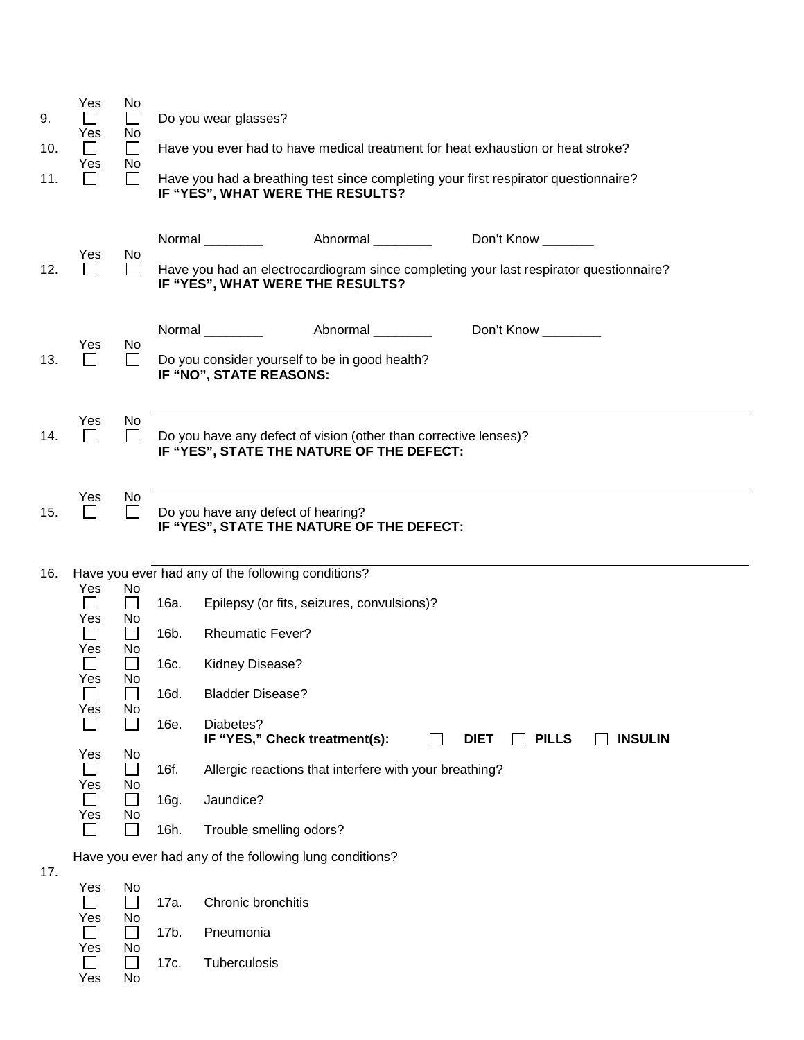| | Yes | No | |
|---|---|---|---|
| 9. | ☐ | ☐ | Do you wear glasses? |
| 10. | ☐ | ☐ | Have you ever had to have medical treatment for heat exhaustion or heat stroke? |
| 11. | ☐ | ☐ | Have you had a breathing test since completing your first respirator questionnaire? **IF "YES", WHAT WERE THE RESULTS?** |

Normal ________ Abnormal ________ Don't Know _______

| | Yes | No | |
|---|---|---|---|
| 12. | ☐ | ☐ | Have you had an electrocardiogram since completing your last respirator questionnaire? **IF "YES", WHAT WERE THE RESULTS?** |

Normal ________ Abnormal ________ Don't Know ________

| | Yes | No | |
|---|---|---|---|
| 13. | ☐ | ☐ | Do you consider yourself to be in good health? **IF "NO", STATE REASONS:** |

______________________________________________________________________

| | Yes | No | |
|---|---|---|---|
| 14. | ☐ | ☐ | Do you have any defect of vision (other than corrective lenses)? **IF "YES", STATE THE NATURE OF THE DEFECT:** |

______________________________________________________________________

| | Yes | No | |
|---|---|---|---|
| 15. | ☐ | ☐ | Do you have any defect of hearing? **IF "YES", STATE THE NATURE OF THE DEFECT:** |

______________________________________________________________________

16. Have you ever had any of the following conditions?

| Yes | No | | |
|---|---|---|---|
| ☐ | ☐ | 16a. | Epilepsy (or fits, seizures, convulsions)? |
| ☐ | ☐ | 16b. | Rheumatic Fever? |
| ☐ | ☐ | 16c. | Kidney Disease? |
| ☐ | ☐ | 16d. | Bladder Disease? |
| ☐ | ☐ | 16e. | Diabetes? **IF "YES," Check treatment(s):** ☐ **DIET** ☐ **PILLS** ☐ **INSULIN** |
| ☐ | ☐ | 16f. | Allergic reactions that interfere with your breathing? |
| ☐ | ☐ | 16g. | Jaundice? |
| ☐ | ☐ | 16h. | Trouble smelling odors? |

17. Have you ever had any of the following lung conditions?

| Yes | No | | |
|---|---|---|---|
| ☐ | ☐ | 17a. | Chronic bronchitis |
| ☐ | ☐ | 17b. | Pneumonia |
| ☐ | ☐ | 17c. | Tuberculosis |

Yes No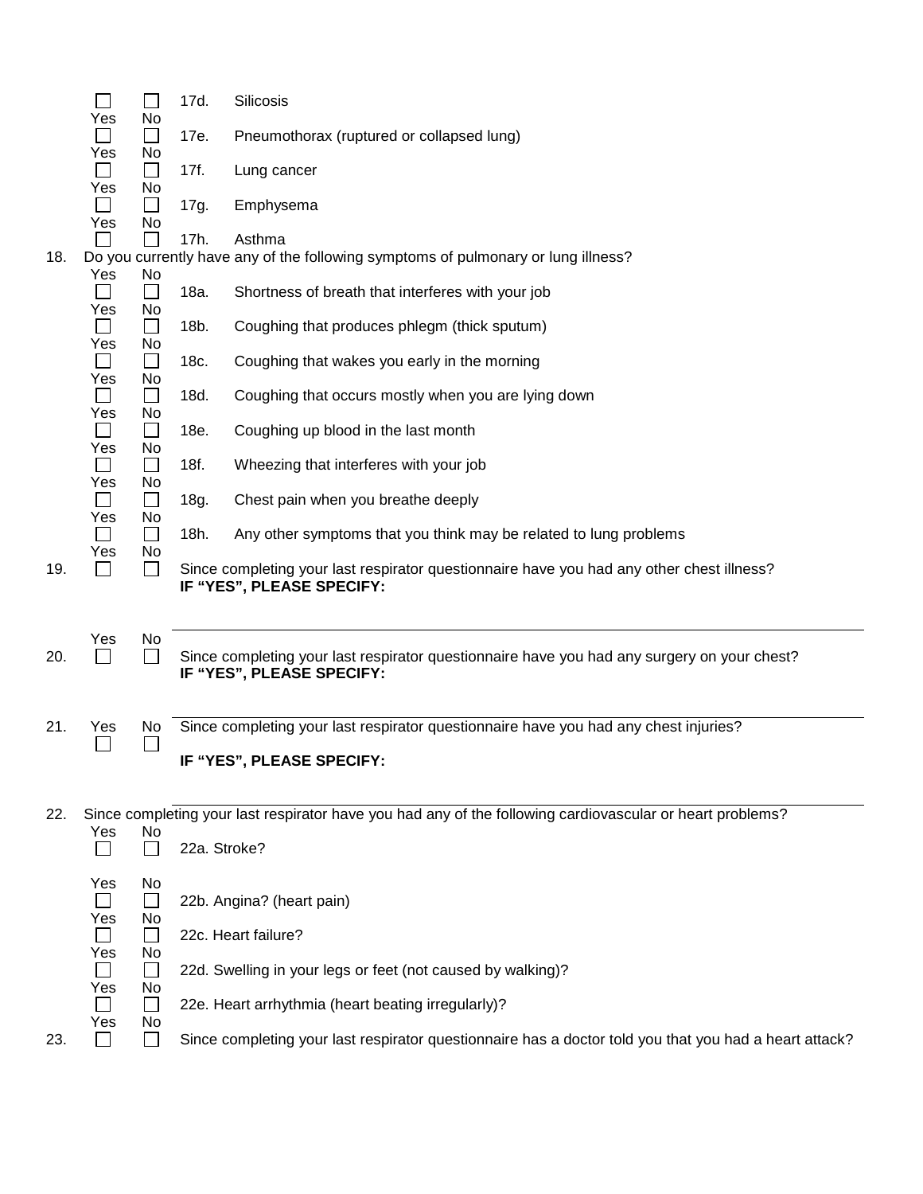| Yes | No | | |
|---|---|---|---|
| ☐ | ☐ | 17d. | Silicosis |
| ☐ | ☐ | 17e. | Pneumothorax (ruptured or collapsed lung) |
| ☐ | ☐ | 17f. | Lung cancer |
| ☐ | ☐ | 17g. | Emphysema |
| ☐ | ☐ | 17h. | Asthma |

18. Do you currently have any of the following symptoms of pulmonary or lung illness?

| Yes | No | | |
|---|---|---|---|
| ☐ | ☐ | 18a. | Shortness of breath that interferes with your job |
| ☐ | ☐ | 18b. | Coughing that produces phlegm (thick sputum) |
| ☐ | ☐ | 18c. | Coughing that wakes you early in the morning |
| ☐ | ☐ | 18d. | Coughing that occurs mostly when you are lying down |
| ☐ | ☐ | 18e. | Coughing up blood in the last month |
| ☐ | ☐ | 18f. | Wheezing that interferes with your job |
| ☐ | ☐ | 18g. | Chest pain when you breathe deeply |
| ☐ | ☐ | 18h. | Any other symptoms that you think may be related to lung problems |

19. Yes ☐ No ☐ Since completing your last respirator questionnaire have you had any other chest illness?
**IF "YES", PLEASE SPECIFY:**

_______________________________________________

20. Yes ☐ No ☐ Since completing your last respirator questionnaire have you had any surgery on your chest?
**IF "YES", PLEASE SPECIFY:**

_______________________________________________

21. Yes ☐ No ☐ Since completing your last respirator questionnaire have you had any chest injuries?

**IF "YES", PLEASE SPECIFY:**

_______________________________________________

22. Since completing your last respirator have you had any of the following cardiovascular or heart problems?

| Yes | No | |
|---|---|---|
| ☐ | ☐ | 22a. Stroke? |
| ☐ | ☐ | 22b. Angina? (heart pain) |
| ☐ | ☐ | 22c. Heart failure? |
| ☐ | ☐ | 22d. Swelling in your legs or feet (not caused by walking)? |
| ☐ | ☐ | 22e. Heart arrhythmia (heart beating irregularly)? |

23. Yes ☐ No ☐ Since completing your last respirator questionnaire has a doctor told you that you had a heart attack?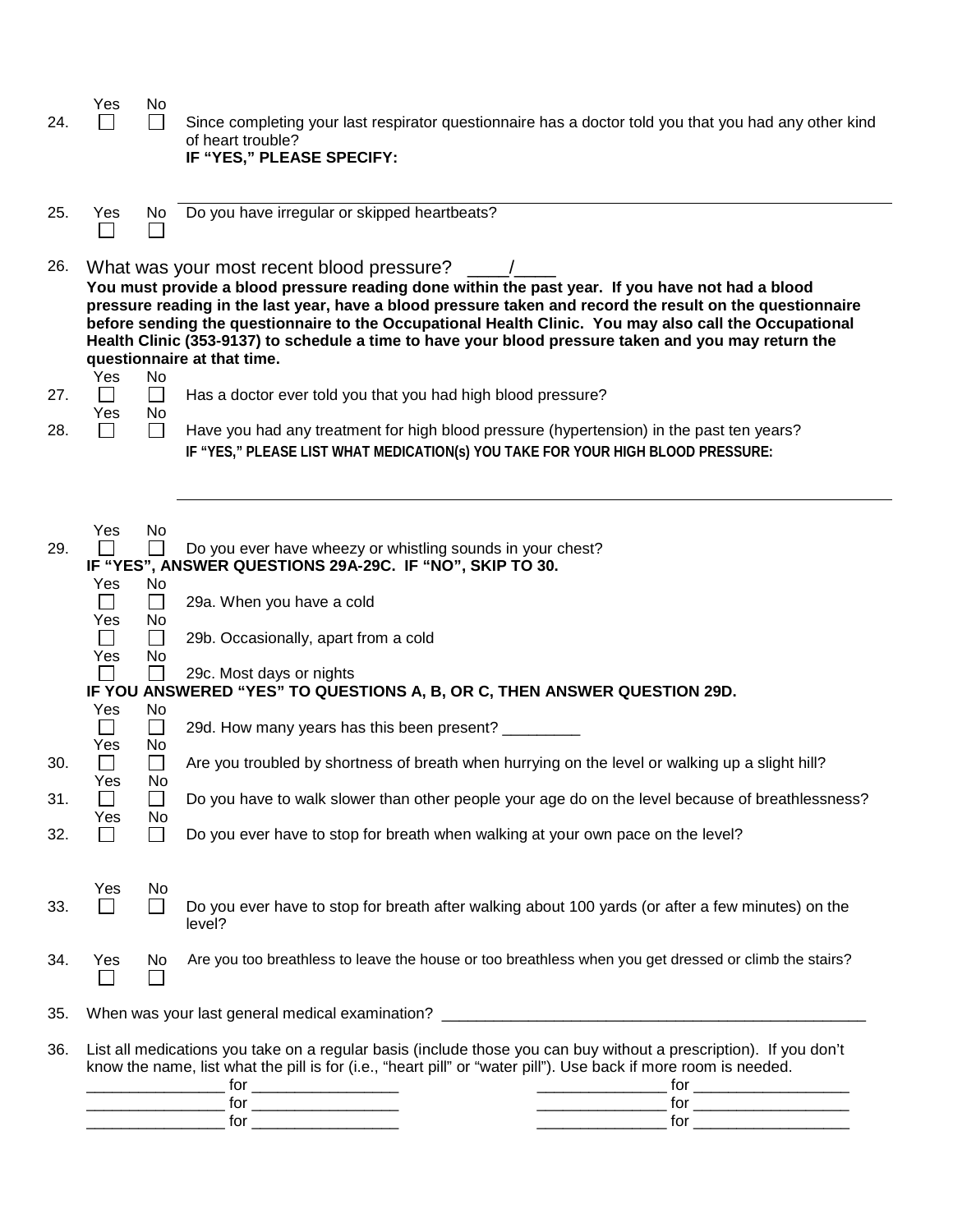24. Yes ☐ No ☐ Since completing your last respirator questionnaire has a doctor told you that you had any other kind of heart trouble?
**IF "YES," PLEASE SPECIFY:**

______________________________________________________________________

25. Yes ☐ No ☐ Do you have irregular or skipped heartbeats?

26. What was your most recent blood pressure? ____/____
**You must provide a blood pressure reading done within the past year. If you have not had a blood pressure reading in the last year, have a blood pressure taken and record the result on the questionnaire before sending the questionnaire to the Occupational Health Clinic. You may also call the Occupational Health Clinic (353-9137) to schedule a time to have your blood pressure taken and you may return the questionnaire at that time.**

27. Yes ☐ No ☐ Has a doctor ever told you that you had high blood pressure?

28. Yes ☐ No ☐ Have you had any treatment for high blood pressure (hypertension) in the past ten years?
**IF "YES," PLEASE LIST WHAT MEDICATION(s) YOU TAKE FOR YOUR HIGH BLOOD PRESSURE:**

______________________________________________________________________

29. Yes ☐ No ☐ Do you ever have wheezy or whistling sounds in your chest?
**IF "YES", ANSWER QUESTIONS 29A-29C. IF "NO", SKIP TO 30.**
   - Yes ☐ No ☐ 29a. When you have a cold
   - Yes ☐ No ☐ 29b. Occasionally, apart from a cold
   - Yes ☐ No ☐ 29c. Most days or nights

   **IF YOU ANSWERED "YES" TO QUESTIONS A, B, OR C, THEN ANSWER QUESTION 29D.**
   - Yes ☐ No ☐ 29d. How many years has this been present? _________

30. Yes ☐ No ☐ Are you troubled by shortness of breath when hurrying on the level or walking up a slight hill?

31. Yes ☐ No ☐ Do you have to walk slower than other people your age do on the level because of breathlessness?

32. Yes ☐ No ☐ Do you ever have to stop for breath when walking at your own pace on the level?

33. Yes ☐ No ☐ Do you ever have to stop for breath after walking about 100 yards (or after a few minutes) on the level?

34. Yes ☐ No ☐ Are you too breathless to leave the house or too breathless when you get dressed or climb the stairs?

35. When was your last general medical examination? __________________________________________________

36. List all medications you take on a regular basis (include those you can buy without a prescription). If you don't know the name, list what the pill is for (i.e., "heart pill" or "water pill"). Use back if more room is needed.

________________ for _________________ ________________ for __________________
________________ for _________________ ________________ for __________________
________________ for _________________ ________________ for __________________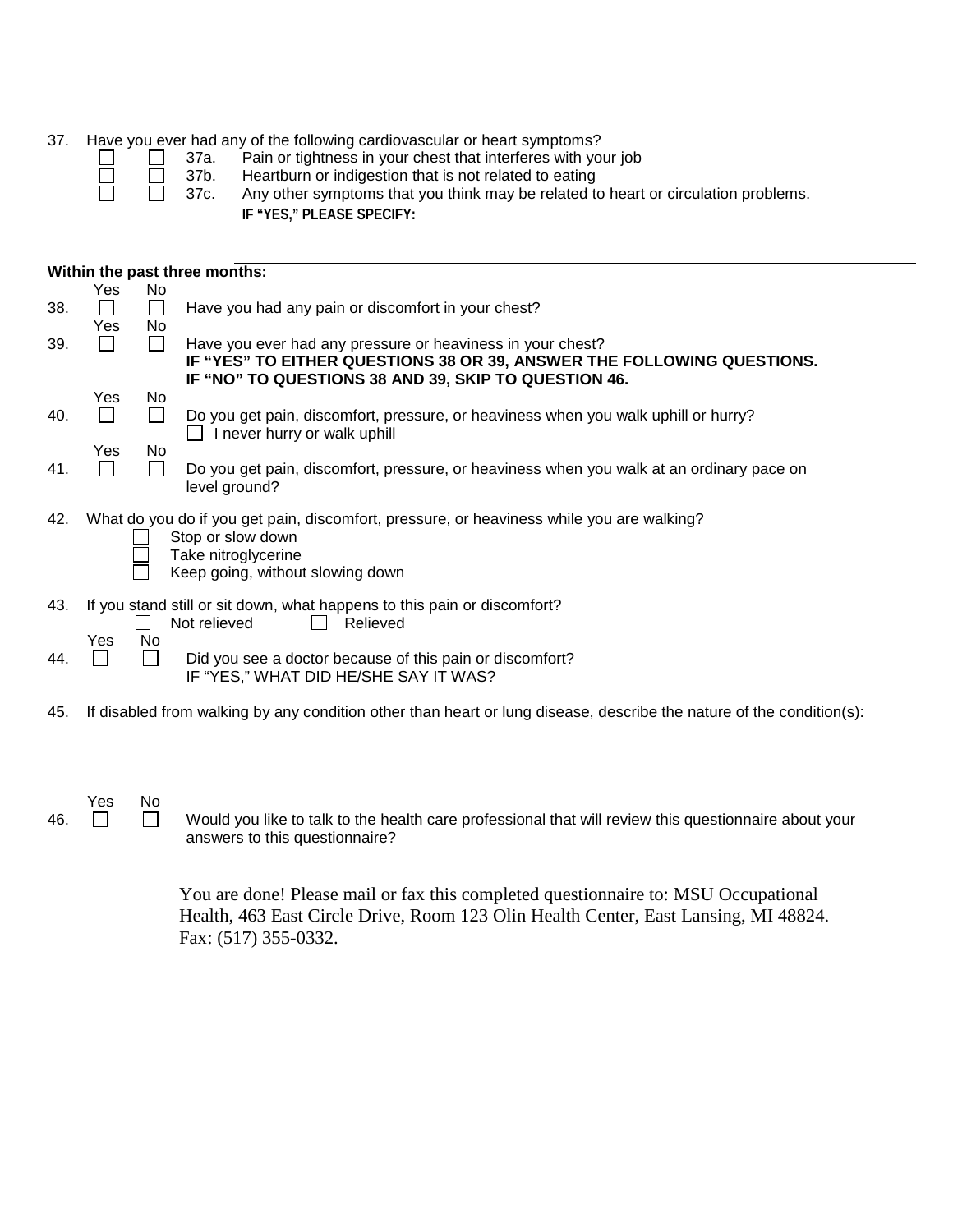37. Have you ever had any of the following cardiovascular or heart symptoms?

- ☐ ☐ 37a. Pain or tightness in your chest that interferes with your job
- ☐ ☐ 37b. Heartburn or indigestion that is not related to eating
- ☐ ☐ 37c. Any other symptoms that you think may be related to heart or circulation problems.

**IF "YES," PLEASE SPECIFY:** ______________________________

**Within the past three months:**

38. Yes ☐ No ☐ Have you had any pain or discomfort in your chest?

39. Yes ☐ No ☐ Have you ever had any pressure or heaviness in your chest?

**IF "YES" TO EITHER QUESTIONS 38 OR 39, ANSWER THE FOLLOWING QUESTIONS.**
**IF "NO" TO QUESTIONS 38 AND 39, SKIP TO QUESTION 46.**

40. Yes ☐ No ☐ Do you get pain, discomfort, pressure, or heaviness when you walk uphill or hurry?
☐ I never hurry or walk uphill

41. Yes ☐ No ☐ Do you get pain, discomfort, pressure, or heaviness when you walk at an ordinary pace on level ground?

42. What do you do if you get pain, discomfort, pressure, or heaviness while you are walking?

- ☐ Stop or slow down
- ☐ Take nitroglycerine
- ☐ Keep going, without slowing down

43. If you stand still or sit down, what happens to this pain or discomfort?
☐ Not relieved ☐ Relieved

44. Yes ☐ No ☐ Did you see a doctor because of this pain or discomfort?
IF "YES," WHAT DID HE/SHE SAY IT WAS?

45. If disabled from walking by any condition other than heart or lung disease, describe the nature of the condition(s):

46. Yes ☐ No ☐ Would you like to talk to the health care professional that will review this questionnaire about your answers to this questionnaire?

You are done! Please mail or fax this completed questionnaire to: MSU Occupational Health, 463 East Circle Drive, Room 123 Olin Health Center, East Lansing, MI 48824. Fax: (517) 355-0332.